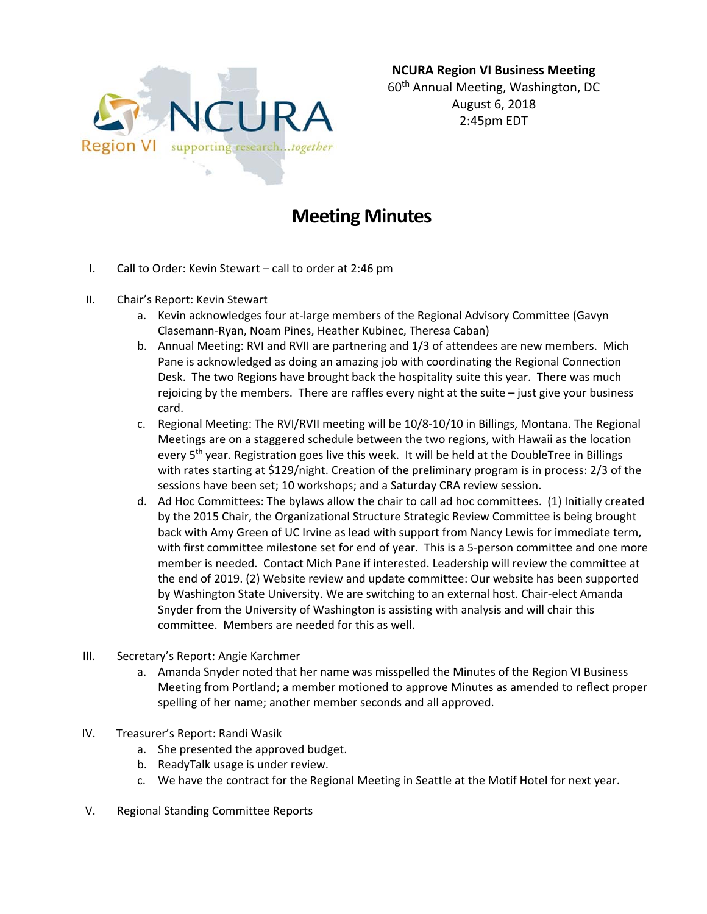**NCURA Region VI Business Meeting**
60th Annual Meeting, Washington, DC
August 6, 2018
2:45pm EDT

# Meeting Minutes

I. Call to Order: Kevin Stewart – call to order at 2:46 pm

II. Chair's Report: Kevin Stewart

   a. Kevin acknowledges four at-large members of the Regional Advisory Committee (Gavyn Clasemann-Ryan, Noam Pines, Heather Kubinec, Theresa Caban)
   b. Annual Meeting: RVI and RVII are partnering and 1/3 of attendees are new members. Mich Pane is acknowledged as doing an amazing job with coordinating the Regional Connection Desk. The two Regions have brought back the hospitality suite this year. There was much rejoicing by the members. There are raffles every night at the suite – just give your business card.
   c. Regional Meeting: The RVI/RVII meeting will be 10/8-10/10 in Billings, Montana. The Regional Meetings are on a staggered schedule between the two regions, with Hawaii as the location every 5th year. Registration goes live this week. It will be held at the DoubleTree in Billings with rates starting at $129/night. Creation of the preliminary program is in process: 2/3 of the sessions have been set; 10 workshops; and a Saturday CRA review session.
   d. Ad Hoc Committees: The bylaws allow the chair to call ad hoc committees. (1) Initially created by the 2015 Chair, the Organizational Structure Strategic Review Committee is being brought back with Amy Green of UC Irvine as lead with support from Nancy Lewis for immediate term, with first committee milestone set for end of year. This is a 5-person committee and one more member is needed. Contact Mich Pane if interested. Leadership will review the committee at the end of 2019. (2) Website review and update committee: Our website has been supported by Washington State University. We are switching to an external host. Chair-elect Amanda Snyder from the University of Washington is assisting with analysis and will chair this committee. Members are needed for this as well.

III. Secretary's Report: Angie Karchmer

   a. Amanda Snyder noted that her name was misspelled the Minutes of the Region VI Business Meeting from Portland; a member motioned to approve Minutes as amended to reflect proper spelling of her name; another member seconds and all approved.

IV. Treasurer's Report: Randi Wasik

   a. She presented the approved budget.
   b. ReadyTalk usage is under review.
   c. We have the contract for the Regional Meeting in Seattle at the Motif Hotel for next year.

V. Regional Standing Committee Reports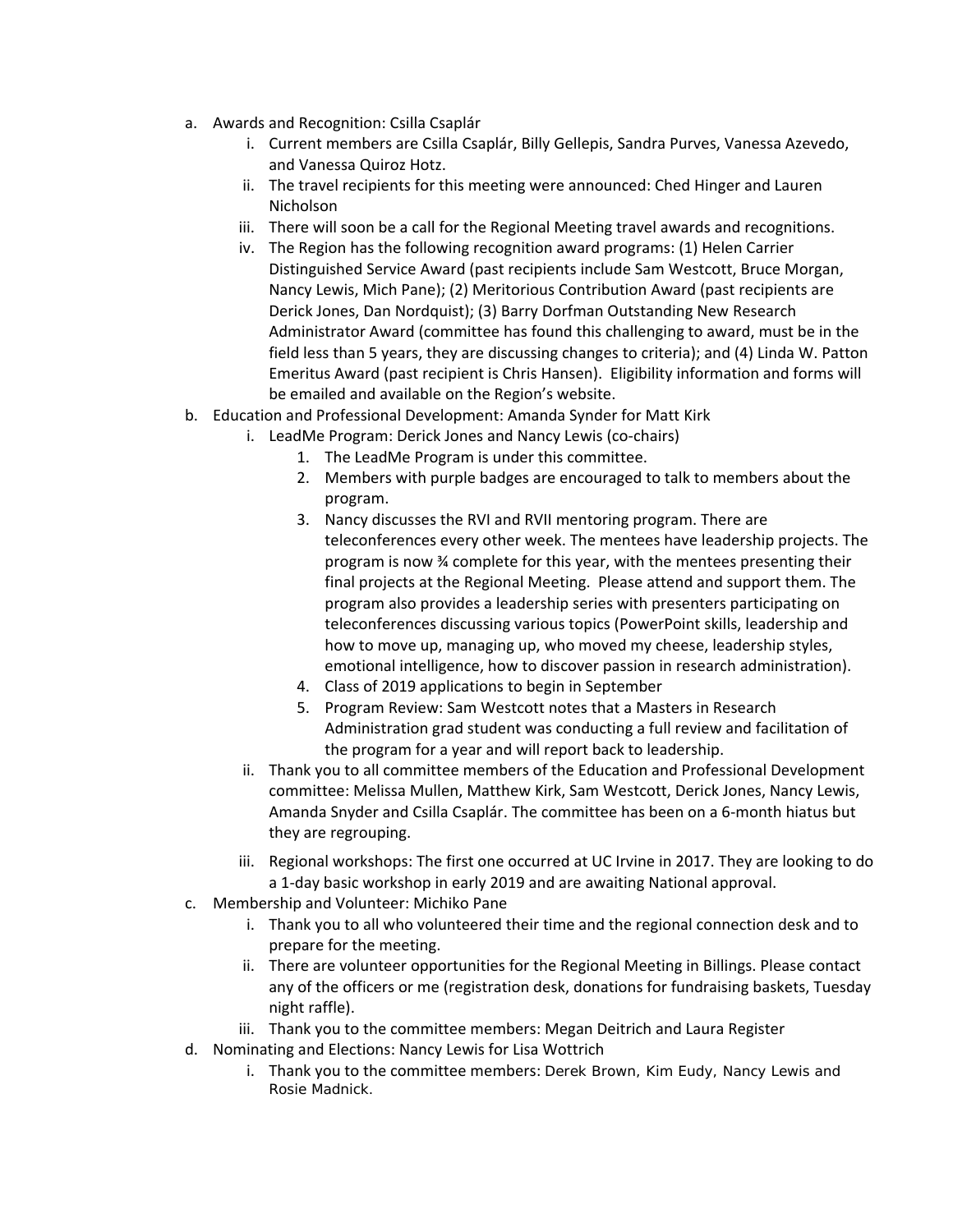a. Awards and Recognition: Csilla Csaplár
    i. Current members are Csilla Csaplár, Billy Gellepis, Sandra Purves, Vanessa Azevedo, and Vanessa Quiroz Hotz.
    ii. The travel recipients for this meeting were announced: Ched Hinger and Lauren Nicholson
    iii. There will soon be a call for the Regional Meeting travel awards and recognitions.
    iv. The Region has the following recognition award programs: (1) Helen Carrier Distinguished Service Award (past recipients include Sam Westcott, Bruce Morgan, Nancy Lewis, Mich Pane); (2) Meritorious Contribution Award (past recipients are Derick Jones, Dan Nordquist); (3) Barry Dorfman Outstanding New Research Administrator Award (committee has found this challenging to award, must be in the field less than 5 years, they are discussing changes to criteria); and (4) Linda W. Patton Emeritus Award (past recipient is Chris Hansen). Eligibility information and forms will be emailed and available on the Region's website.

b. Education and Professional Development: Amanda Synder for Matt Kirk
    i. LeadMe Program: Derick Jones and Nancy Lewis (co-chairs)
        1. The LeadMe Program is under this committee.
        2. Members with purple badges are encouraged to talk to members about the program.
        3. Nancy discusses the RVI and RVII mentoring program. There are teleconferences every other week. The mentees have leadership projects. The program is now ¾ complete for this year, with the mentees presenting their final projects at the Regional Meeting. Please attend and support them. The program also provides a leadership series with presenters participating on teleconferences discussing various topics (PowerPoint skills, leadership and how to move up, managing up, who moved my cheese, leadership styles, emotional intelligence, how to discover passion in research administration).
        4. Class of 2019 applications to begin in September
        5. Program Review: Sam Westcott notes that a Masters in Research Administration grad student was conducting a full review and facilitation of the program for a year and will report back to leadership.
    ii. Thank you to all committee members of the Education and Professional Development committee: Melissa Mullen, Matthew Kirk, Sam Westcott, Derick Jones, Nancy Lewis, Amanda Snyder and Csilla Csaplár. The committee has been on a 6-month hiatus but they are regrouping.
    iii. Regional workshops: The first one occurred at UC Irvine in 2017. They are looking to do a 1-day basic workshop in early 2019 and are awaiting National approval.

c. Membership and Volunteer: Michiko Pane
    i. Thank you to all who volunteered their time and the regional connection desk and to prepare for the meeting.
    ii. There are volunteer opportunities for the Regional Meeting in Billings. Please contact any of the officers or me (registration desk, donations for fundraising baskets, Tuesday night raffle).
    iii. Thank you to the committee members: Megan Deitrich and Laura Register

d. Nominating and Elections: Nancy Lewis for Lisa Wottrich
    i. Thank you to the committee members: Derek Brown, Kim Eudy, Nancy Lewis and Rosie Madnick.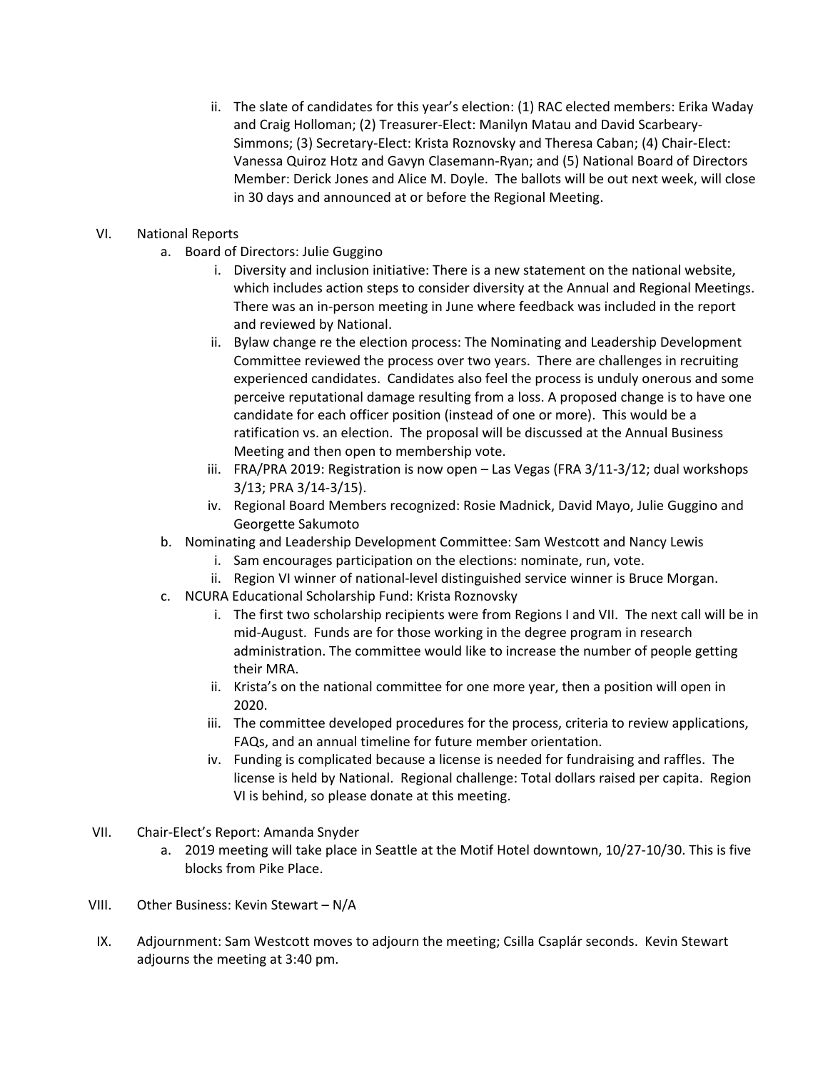ii. The slate of candidates for this year's election: (1) RAC elected members: Erika Waday and Craig Holloman; (2) Treasurer-Elect: Manilyn Matau and David Scarbeary-Simmons; (3) Secretary-Elect: Krista Roznovsky and Theresa Caban; (4) Chair-Elect: Vanessa Quiroz Hotz and Gavyn Clasemann-Ryan; and (5) National Board of Directors Member: Derick Jones and Alice M. Doyle. The ballots will be out next week, will close in 30 days and announced at or before the Regional Meeting.

VI. National Reports

   a. Board of Directors: Julie Guggino

      i. Diversity and inclusion initiative: There is a new statement on the national website, which includes action steps to consider diversity at the Annual and Regional Meetings. There was an in-person meeting in June where feedback was included in the report and reviewed by National.

      ii. Bylaw change re the election process: The Nominating and Leadership Development Committee reviewed the process over two years. There are challenges in recruiting experienced candidates. Candidates also feel the process is unduly onerous and some perceive reputational damage resulting from a loss. A proposed change is to have one candidate for each officer position (instead of one or more). This would be a ratification vs. an election. The proposal will be discussed at the Annual Business Meeting and then open to membership vote.

      iii. FRA/PRA 2019: Registration is now open – Las Vegas (FRA 3/11-3/12; dual workshops 3/13; PRA 3/14-3/15).

      iv. Regional Board Members recognized: Rosie Madnick, David Mayo, Julie Guggino and Georgette Sakumoto

   b. Nominating and Leadership Development Committee: Sam Westcott and Nancy Lewis

      i. Sam encourages participation on the elections: nominate, run, vote.

      ii. Region VI winner of national-level distinguished service winner is Bruce Morgan.

   c. NCURA Educational Scholarship Fund: Krista Roznovsky

      i. The first two scholarship recipients were from Regions I and VII. The next call will be in mid-August. Funds are for those working in the degree program in research administration. The committee would like to increase the number of people getting their MRA.

      ii. Krista's on the national committee for one more year, then a position will open in 2020.

      iii. The committee developed procedures for the process, criteria to review applications, FAQs, and an annual timeline for future member orientation.

      iv. Funding is complicated because a license is needed for fundraising and raffles. The license is held by National. Regional challenge: Total dollars raised per capita. Region VI is behind, so please donate at this meeting.

VII. Chair-Elect's Report: Amanda Snyder

   a. 2019 meeting will take place in Seattle at the Motif Hotel downtown, 10/27-10/30. This is five blocks from Pike Place.

VIII. Other Business: Kevin Stewart – N/A

IX. Adjournment: Sam Westcott moves to adjourn the meeting; Csilla Csaplár seconds. Kevin Stewart adjourns the meeting at 3:40 pm.